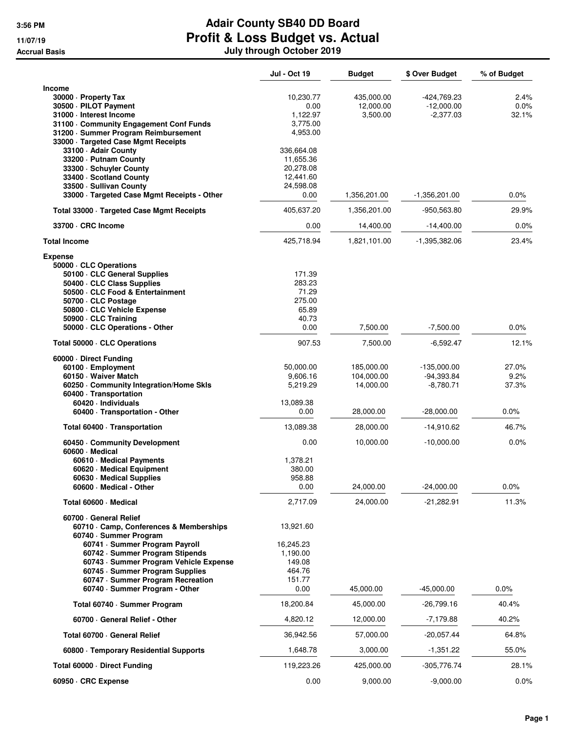# Adair County SB40 DD Board

## Profit & Loss Budget vs. Actual

### July through October 2019

3:56 PM
11/07/19
Accrual Basis

| | Jul - Oct 19 | Budget | $ Over Budget | % of Budget |
|---|---|---|---|---|
| **Income** | | | | |
| 30000 · Property Tax | 10,230.77 | 435,000.00 | -424,769.23 | 2.4% |
| 30500 · PILOT Payment | 0.00 | 12,000.00 | -12,000.00 | 0.0% |
| 31000 · Interest Income | 1,122.97 | 3,500.00 | -2,377.03 | 32.1% |
| 31100 · Community Engagement Conf Funds | 3,775.00 | | | |
| 31200 · Summer Program Reimbursement | 4,953.00 | | | |
| 33000 · Targeted Case Mgmt Receipts | | | | |
| 33100 · Adair County | 336,664.08 | | | |
| 33200 · Putnam County | 11,655.36 | | | |
| 33300 · Schuyler County | 20,278.08 | | | |
| 33400 · Scotland County | 12,441.60 | | | |
| 33500 · Sullivan County | 24,598.08 | | | |
| 33000 · Targeted Case Mgmt Receipts - Other | 0.00 | 1,356,201.00 | -1,356,201.00 | 0.0% |
| Total 33000 · Targeted Case Mgmt Receipts | 405,637.20 | 1,356,201.00 | -950,563.80 | 29.9% |
| 33700 · CRC Income | 0.00 | 14,400.00 | -14,400.00 | 0.0% |
| **Total Income** | 425,718.94 | 1,821,101.00 | -1,395,382.06 | 23.4% |
| **Expense** | | | | |
| 50000 · CLC Operations | | | | |
| 50100 · CLC General Supplies | 171.39 | | | |
| 50400 · CLC Class Supplies | 283.23 | | | |
| 50500 · CLC Food & Entertainment | 71.29 | | | |
| 50700 · CLC Postage | 275.00 | | | |
| 50800 · CLC Vehicle Expense | 65.89 | | | |
| 50900 · CLC Training | 40.73 | | | |
| 50000 · CLC Operations - Other | 0.00 | 7,500.00 | -7,500.00 | 0.0% |
| Total 50000 · CLC Operations | 907.53 | 7,500.00 | -6,592.47 | 12.1% |
| 60000 · Direct Funding | | | | |
| 60100 · Employment | 50,000.00 | 185,000.00 | -135,000.00 | 27.0% |
| 60150 · Waiver Match | 9,606.16 | 104,000.00 | -94,393.84 | 9.2% |
| 60250 · Community Integration/Home Skls | 5,219.29 | 14,000.00 | -8,780.71 | 37.3% |
| 60400 · Transportation | | | | |
| 60420 · Individuals | 13,089.38 | | | |
| 60400 · Transportation - Other | 0.00 | 28,000.00 | -28,000.00 | 0.0% |
| Total 60400 · Transportation | 13,089.38 | 28,000.00 | -14,910.62 | 46.7% |
| 60450 · Community Development | 0.00 | 10,000.00 | -10,000.00 | 0.0% |
| 60600 · Medical | | | | |
| 60610 · Medical Payments | 1,378.21 | | | |
| 60620 · Medical Equipment | 380.00 | | | |
| 60630 · Medical Supplies | 958.88 | | | |
| 60600 · Medical - Other | 0.00 | 24,000.00 | -24,000.00 | 0.0% |
| Total 60600 · Medical | 2,717.09 | 24,000.00 | -21,282.91 | 11.3% |
| 60700 · General Relief | | | | |
| 60710 · Camp, Conferences & Memberships | 13,921.60 | | | |
| 60740 · Summer Program | | | | |
| 60741 · Summer Program Payroll | 16,245.23 | | | |
| 60742 · Summer Program Stipends | 1,190.00 | | | |
| 60743 · Summer Program Vehicle Expense | 149.08 | | | |
| 60745 · Summer Program Supplies | 464.76 | | | |
| 60747 · Summer Program Recreation | 151.77 | | | |
| 60740 · Summer Program - Other | 0.00 | 45,000.00 | -45,000.00 | 0.0% |
| Total 60740 · Summer Program | 18,200.84 | 45,000.00 | -26,799.16 | 40.4% |
| 60700 · General Relief - Other | 4,820.12 | 12,000.00 | -7,179.88 | 40.2% |
| Total 60700 · General Relief | 36,942.56 | 57,000.00 | -20,057.44 | 64.8% |
| 60800 · Temporary Residential Supports | 1,648.78 | 3,000.00 | -1,351.22 | 55.0% |
| Total 60000 · Direct Funding | 119,223.26 | 425,000.00 | -305,776.74 | 28.1% |
| 60950 · CRC Expense | 0.00 | 9,000.00 | -9,000.00 | 0.0% |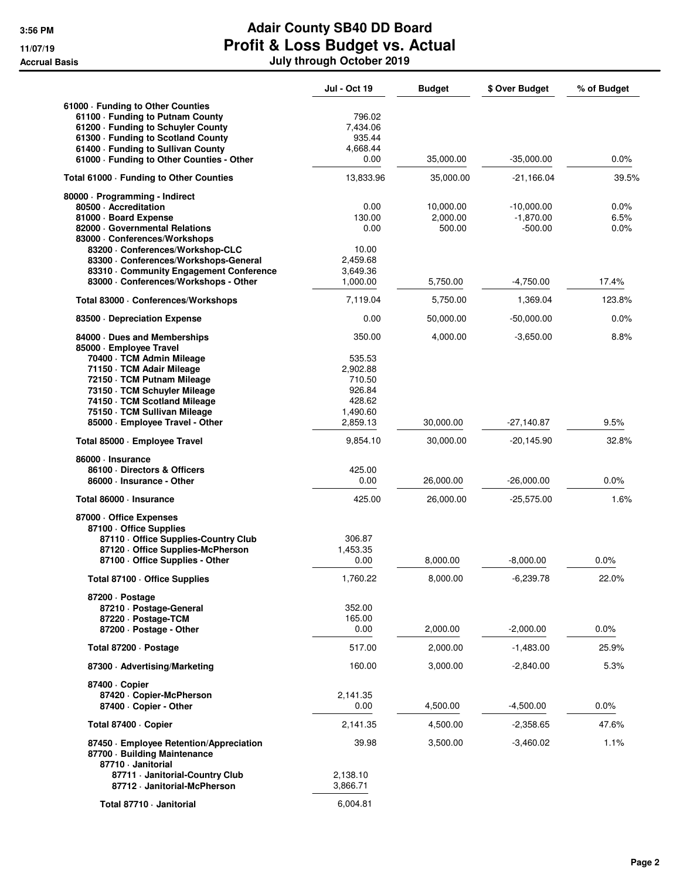# Adair County SB40 DD Board
## Profit & Loss Budget vs. Actual
### July through October 2019

3:56 PM
11/07/19
Accrual Basis

| | Jul - Oct 19 | Budget | $ Over Budget | % of Budget |
|---|---|---|---|---|
| 61000 · Funding to Other Counties | | | | |
| 61100 · Funding to Putnam County | 796.02 | | | |
| 61200 · Funding to Schuyler County | 7,434.06 | | | |
| 61300 · Funding to Scotland County | 935.44 | | | |
| 61400 · Funding to Sullivan County | 4,668.44 | | | |
| 61000 · Funding to Other Counties - Other | 0.00 | 35,000.00 | -35,000.00 | 0.0% |
| **Total 61000 · Funding to Other Counties** | 13,833.96 | 35,000.00 | -21,166.04 | 39.5% |
| 80000 · Programming - Indirect | | | | |
| 80500 · Accreditation | 0.00 | 10,000.00 | -10,000.00 | 0.0% |
| 81000 · Board Expense | 130.00 | 2,000.00 | -1,870.00 | 6.5% |
| 82000 · Governmental Relations | 0.00 | 500.00 | -500.00 | 0.0% |
| 83000 · Conferences/Workshops | | | | |
| 83200 · Conferences/Workshop-CLC | 10.00 | | | |
| 83300 · Conferences/Workshops-General | 2,459.68 | | | |
| 83310 · Community Engagement Conference | 3,649.36 | | | |
| 83000 · Conferences/Workshops - Other | 1,000.00 | 5,750.00 | -4,750.00 | 17.4% |
| **Total 83000 · Conferences/Workshops** | 7,119.04 | 5,750.00 | 1,369.04 | 123.8% |
| 83500 · Depreciation Expense | 0.00 | 50,000.00 | -50,000.00 | 0.0% |
| 84000 · Dues and Memberships | 350.00 | 4,000.00 | -3,650.00 | 8.8% |
| 85000 · Employee Travel | | | | |
| 70400 · TCM Admin Mileage | 535.53 | | | |
| 71150 · TCM Adair Mileage | 2,902.88 | | | |
| 72150 · TCM Putnam Mileage | 710.50 | | | |
| 73150 · TCM Schuyler Mileage | 926.84 | | | |
| 74150 · TCM Scotland Mileage | 428.62 | | | |
| 75150 · TCM Sullivan Mileage | 1,490.60 | | | |
| 85000 · Employee Travel - Other | 2,859.13 | 30,000.00 | -27,140.87 | 9.5% |
| **Total 85000 · Employee Travel** | 9,854.10 | 30,000.00 | -20,145.90 | 32.8% |
| 86000 · Insurance | | | | |
| 86100 · Directors & Officers | 425.00 | | | |
| 86000 · Insurance - Other | 0.00 | 26,000.00 | -26,000.00 | 0.0% |
| **Total 86000 · Insurance** | 425.00 | 26,000.00 | -25,575.00 | 1.6% |
| 87000 · Office Expenses | | | | |
| 87100 · Office Supplies | | | | |
| 87110 · Office Supplies-Country Club | 306.87 | | | |
| 87120 · Office Supplies-McPherson | 1,453.35 | | | |
| 87100 · Office Supplies - Other | 0.00 | 8,000.00 | -8,000.00 | 0.0% |
| **Total 87100 · Office Supplies** | 1,760.22 | 8,000.00 | -6,239.78 | 22.0% |
| 87200 · Postage | | | | |
| 87210 · Postage-General | 352.00 | | | |
| 87220 · Postage-TCM | 165.00 | | | |
| 87200 · Postage - Other | 0.00 | 2,000.00 | -2,000.00 | 0.0% |
| **Total 87200 · Postage** | 517.00 | 2,000.00 | -1,483.00 | 25.9% |
| 87300 · Advertising/Marketing | 160.00 | 3,000.00 | -2,840.00 | 5.3% |
| 87400 · Copier | | | | |
| 87420 · Copier-McPherson | 2,141.35 | | | |
| 87400 · Copier - Other | 0.00 | 4,500.00 | -4,500.00 | 0.0% |
| **Total 87400 · Copier** | 2,141.35 | 4,500.00 | -2,358.65 | 47.6% |
| 87450 · Employee Retention/Appreciation | 39.98 | 3,500.00 | -3,460.02 | 1.1% |
| 87700 · Building Maintenance | | | | |
| 87710 · Janitorial | | | | |
| 87711 · Janitorial-Country Club | 2,138.10 | | | |
| 87712 · Janitorial-McPherson | 3,866.71 | | | |
| **Total 87710 · Janitorial** | 6,004.81 | | | |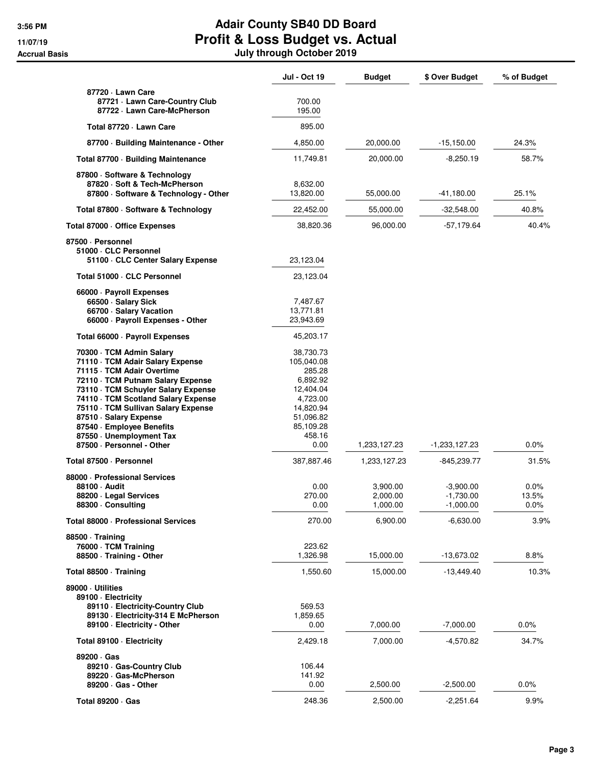# Adair County SB40 DD Board

## Profit & Loss Budget vs. Actual

### July through October 2019

Accrual Basis

| | Jul - Oct 19 | Budget | $ Over Budget | % of Budget |
|---|---|---|---|---|
| 87720 · Lawn Care | | | | |
| 87721 · Lawn Care-Country Club | 700.00 | | | |
| 87722 · Lawn Care-McPherson | 195.00 | | | |
| Total 87720 · Lawn Care | 895.00 | | | |
| 87700 · Building Maintenance - Other | 4,850.00 | 20,000.00 | -15,150.00 | 24.3% |
| Total 87700 · Building Maintenance | 11,749.81 | 20,000.00 | -8,250.19 | 58.7% |
| 87800 · Software & Technology | | | | |
| 87820 · Soft & Tech-McPherson | 8,632.00 | | | |
| 87800 · Software & Technology - Other | 13,820.00 | 55,000.00 | -41,180.00 | 25.1% |
| Total 87800 · Software & Technology | 22,452.00 | 55,000.00 | -32,548.00 | 40.8% |
| Total 87000 · Office Expenses | 38,820.36 | 96,000.00 | -57,179.64 | 40.4% |
| 87500 · Personnel | | | | |
| 51000 · CLC Personnel | | | | |
| 51100 · CLC Center Salary Expense | 23,123.04 | | | |
| Total 51000 · CLC Personnel | 23,123.04 | | | |
| 66000 · Payroll Expenses | | | | |
| 66500 · Salary Sick | 7,487.67 | | | |
| 66700 · Salary Vacation | 13,771.81 | | | |
| 66000 · Payroll Expenses - Other | 23,943.69 | | | |
| Total 66000 · Payroll Expenses | 45,203.17 | | | |
| 70300 · TCM Admin Salary | 38,730.73 | | | |
| 71110 · TCM Adair Salary Expense | 105,040.08 | | | |
| 71115 · TCM Adair Overtime | 285.28 | | | |
| 72110 · TCM Putnam Salary Expense | 6,892.92 | | | |
| 73110 · TCM Schuyler Salary Expense | 12,404.04 | | | |
| 74110 · TCM Scotland Salary Expense | 4,723.00 | | | |
| 75110 · TCM Sullivan Salary Expense | 14,820.94 | | | |
| 87510 · Salary Expense | 51,096.82 | | | |
| 87540 · Employee Benefits | 85,109.28 | | | |
| 87550 · Unemployment Tax | 458.16 | | | |
| 87500 · Personnel - Other | 0.00 | 1,233,127.23 | -1,233,127.23 | 0.0% |
| Total 87500 · Personnel | 387,887.46 | 1,233,127.23 | -845,239.77 | 31.5% |
| 88000 · Professional Services | | | | |
| 88100 · Audit | 0.00 | 3,900.00 | -3,900.00 | 0.0% |
| 88200 · Legal Services | 270.00 | 2,000.00 | -1,730.00 | 13.5% |
| 88300 · Consulting | 0.00 | 1,000.00 | -1,000.00 | 0.0% |
| Total 88000 · Professional Services | 270.00 | 6,900.00 | -6,630.00 | 3.9% |
| 88500 · Training | | | | |
| 76000 · TCM Training | 223.62 | | | |
| 88500 · Training - Other | 1,326.98 | 15,000.00 | -13,673.02 | 8.8% |
| Total 88500 · Training | 1,550.60 | 15,000.00 | -13,449.40 | 10.3% |
| 89000 · Utilities | | | | |
| 89100 · Electricity | | | | |
| 89110 · Electricity-Country Club | 569.53 | | | |
| 89130 · Electricity-314 E McPherson | 1,859.65 | | | |
| 89100 · Electricity - Other | 0.00 | 7,000.00 | -7,000.00 | 0.0% |
| Total 89100 · Electricity | 2,429.18 | 7,000.00 | -4,570.82 | 34.7% |
| 89200 · Gas | | | | |
| 89210 · Gas-Country Club | 106.44 | | | |
| 89220 · Gas-McPherson | 141.92 | | | |
| 89200 · Gas - Other | 0.00 | 2,500.00 | -2,500.00 | 0.0% |
| Total 89200 · Gas | 248.36 | 2,500.00 | -2,251.64 | 9.9% |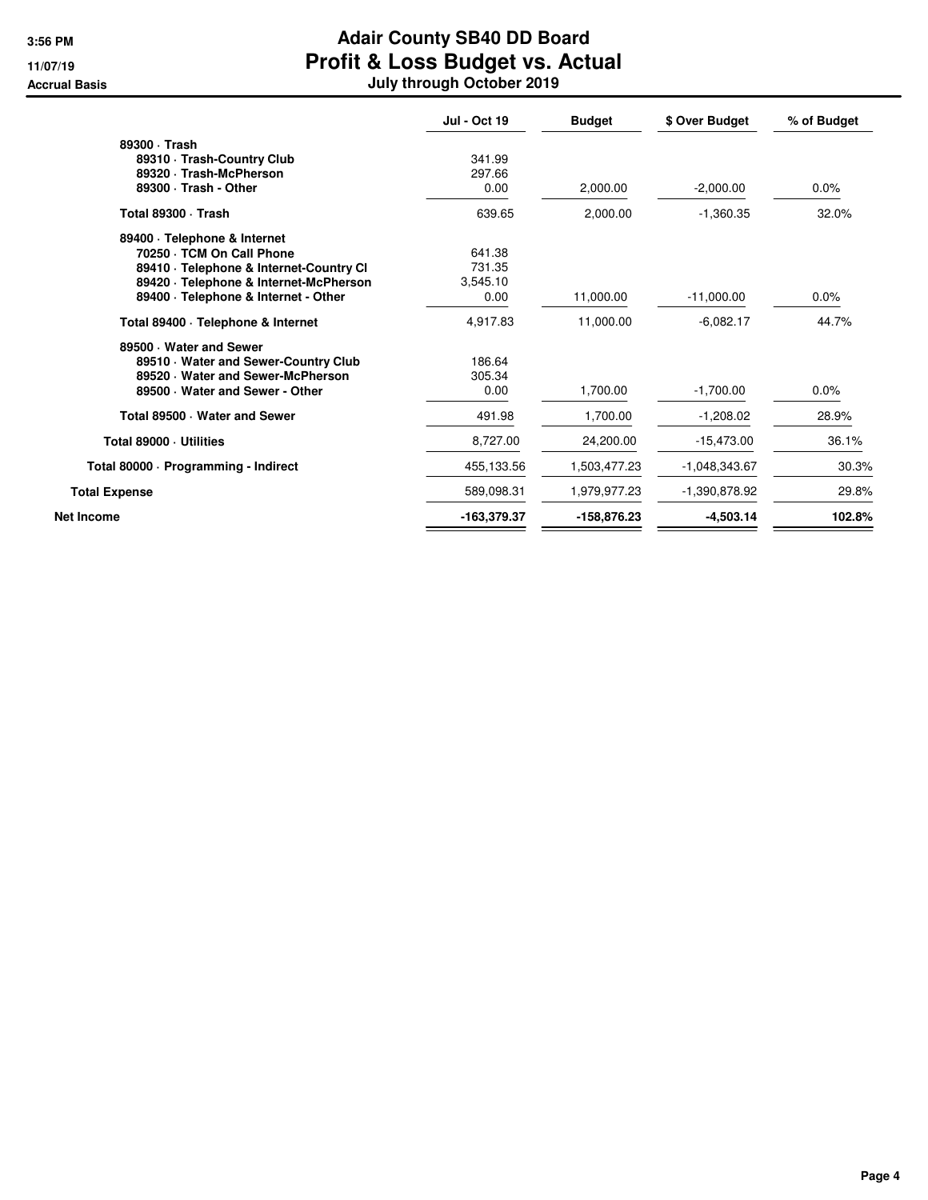# Adair County SB40 DD Board
## Profit & Loss Budget vs. Actual
### July through October 2019

3:56 PM
11/07/19
Accrual Basis

| | Jul - Oct 19 | Budget | $ Over Budget | % of Budget |
|---|---|---|---|---|
| 89300 · Trash | | | | |
| 89310 · Trash-Country Club | 341.99 | | | |
| 89320 · Trash-McPherson | 297.66 | | | |
| 89300 · Trash - Other | 0.00 | 2,000.00 | -2,000.00 | 0.0% |
| Total 89300 · Trash | 639.65 | 2,000.00 | -1,360.35 | 32.0% |
| 89400 · Telephone & Internet | | | | |
| 70250 · TCM On Call Phone | 641.38 | | | |
| 89410 · Telephone & Internet-Country Cl | 731.35 | | | |
| 89420 · Telephone & Internet-McPherson | 3,545.10 | | | |
| 89400 · Telephone & Internet - Other | 0.00 | 11,000.00 | -11,000.00 | 0.0% |
| Total 89400 · Telephone & Internet | 4,917.83 | 11,000.00 | -6,082.17 | 44.7% |
| 89500 · Water and Sewer | | | | |
| 89510 · Water and Sewer-Country Club | 186.64 | | | |
| 89520 · Water and Sewer-McPherson | 305.34 | | | |
| 89500 · Water and Sewer - Other | 0.00 | 1,700.00 | -1,700.00 | 0.0% |
| Total 89500 · Water and Sewer | 491.98 | 1,700.00 | -1,208.02 | 28.9% |
| Total 89000 · Utilities | 8,727.00 | 24,200.00 | -15,473.00 | 36.1% |
| Total 80000 · Programming - Indirect | 455,133.56 | 1,503,477.23 | -1,048,343.67 | 30.3% |
| Total Expense | 589,098.31 | 1,979,977.23 | -1,390,878.92 | 29.8% |
| **Net Income** | **-163,379.37** | **-158,876.23** | **-4,503.14** | **102.8%** |